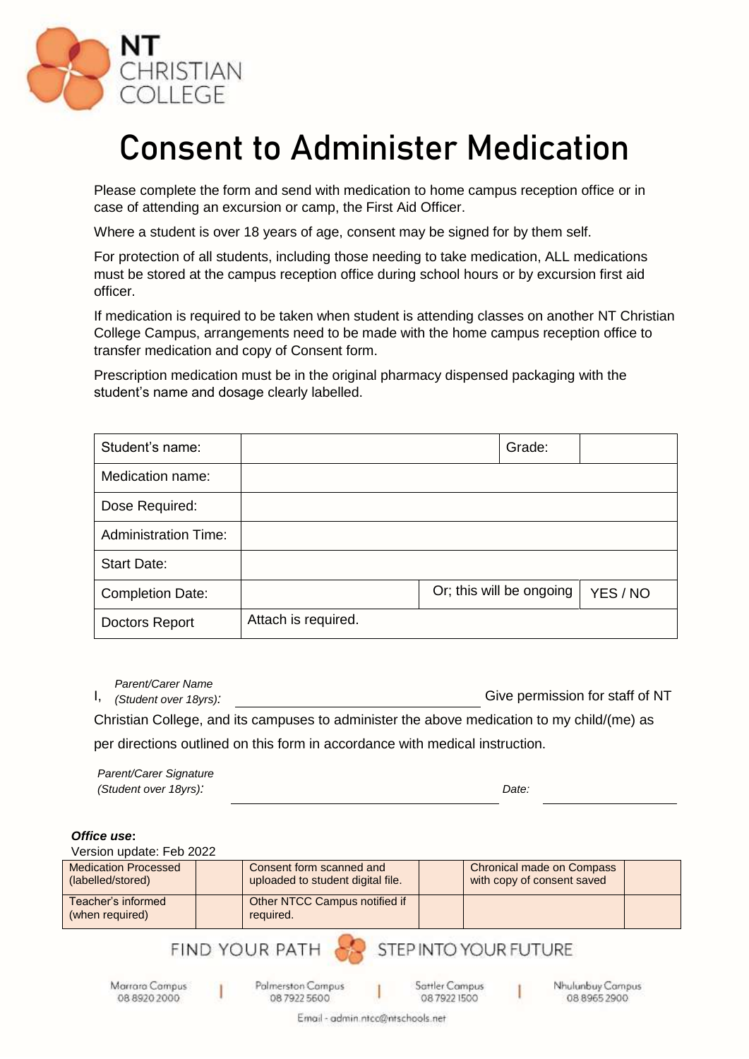NT CHRISTIAN COLLEGE

# Consent to Administer Medication

Please complete the form and send with medication to home campus reception office or in case of attending an excursion or camp, the First Aid Officer.

Where a student is over 18 years of age, consent may be signed for by them self.

For protection of all students, including those needing to take medication, ALL medications must be stored at the campus reception office during school hours or by excursion first aid officer.

If medication is required to be taken when student is attending classes on another NT Christian College Campus, arrangements need to be made with the home campus reception office to transfer medication and copy of Consent form.

Prescription medication must be in the original pharmacy dispensed packaging with the student's name and dosage clearly labelled.

| Student's name: | | Grade: | |
|---|---|---|---|
| Medication name: | | | |
| Dose Required: | | | |
| Administration Time: | | | |
| Start Date: | | | |
| Completion Date: | | Or; this will be ongoing | YES / NO |
| Doctors Report | Attach is required. | | |

I, *Parent/Carer Name (Student over 18yrs):* ______________________ Give permission for staff of NT Christian College, and its campuses to administer the above medication to my child/(me) as per directions outlined on this form in accordance with medical instruction.

*Parent/Carer Signature (Student over 18yrs):* ______________________ *Date:* ______________

***Office use*:**

Version update: Feb 2022

| Medication Processed (labelled/stored) | | Consent form scanned and uploaded to student digital file. | | Chronical made on Compass with copy of consent saved | |
|---|---|---|---|---|---|
| Teacher's informed (when required) | | Other NTCC Campus notified if required. | | | |

FIND YOUR PATH STEP INTO YOUR FUTURE

Marrara Campus 08 8920 2000 | Palmerston Campus 08 7922 5600 | Sattler Campus 08 7922 1500 | Nhulunbuy Campus 08 8965 2900

Email - admin.ntcc@ntschools.net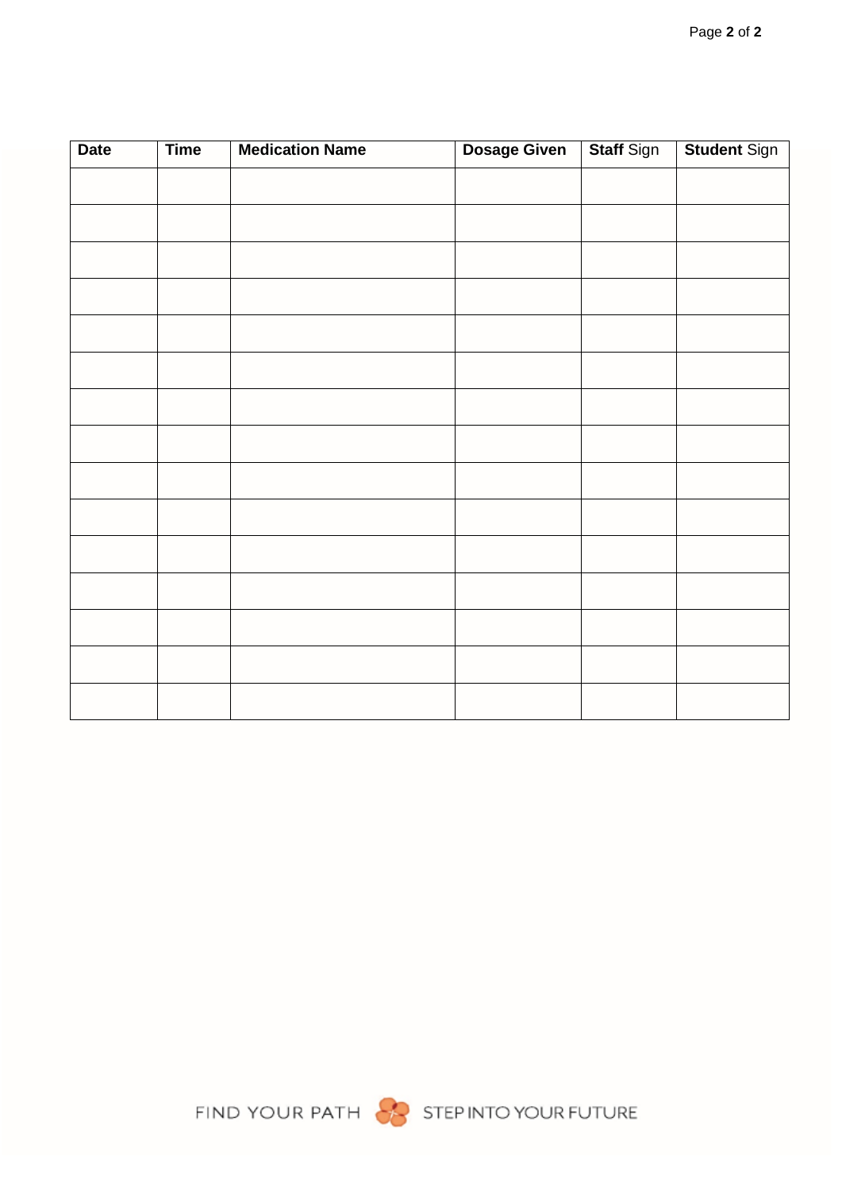| **Date** | **Time** | **Medication Name** | **Dosage Given** | **Staff** Sign | **Student** Sign |
|---|---|---|---|---|---|
| | | | | | |
| | | | | | |
| | | | | | |
| | | | | | |
| | | | | | |
| | | | | | |
| | | | | | |
| | | | | | |
| | | | | | |
| | | | | | |
| | | | | | |
| | | | | | |
| | | | | | |
| | | | | | |
| | | | | | |

FIND YOUR PATH STEP INTO YOUR FUTURE